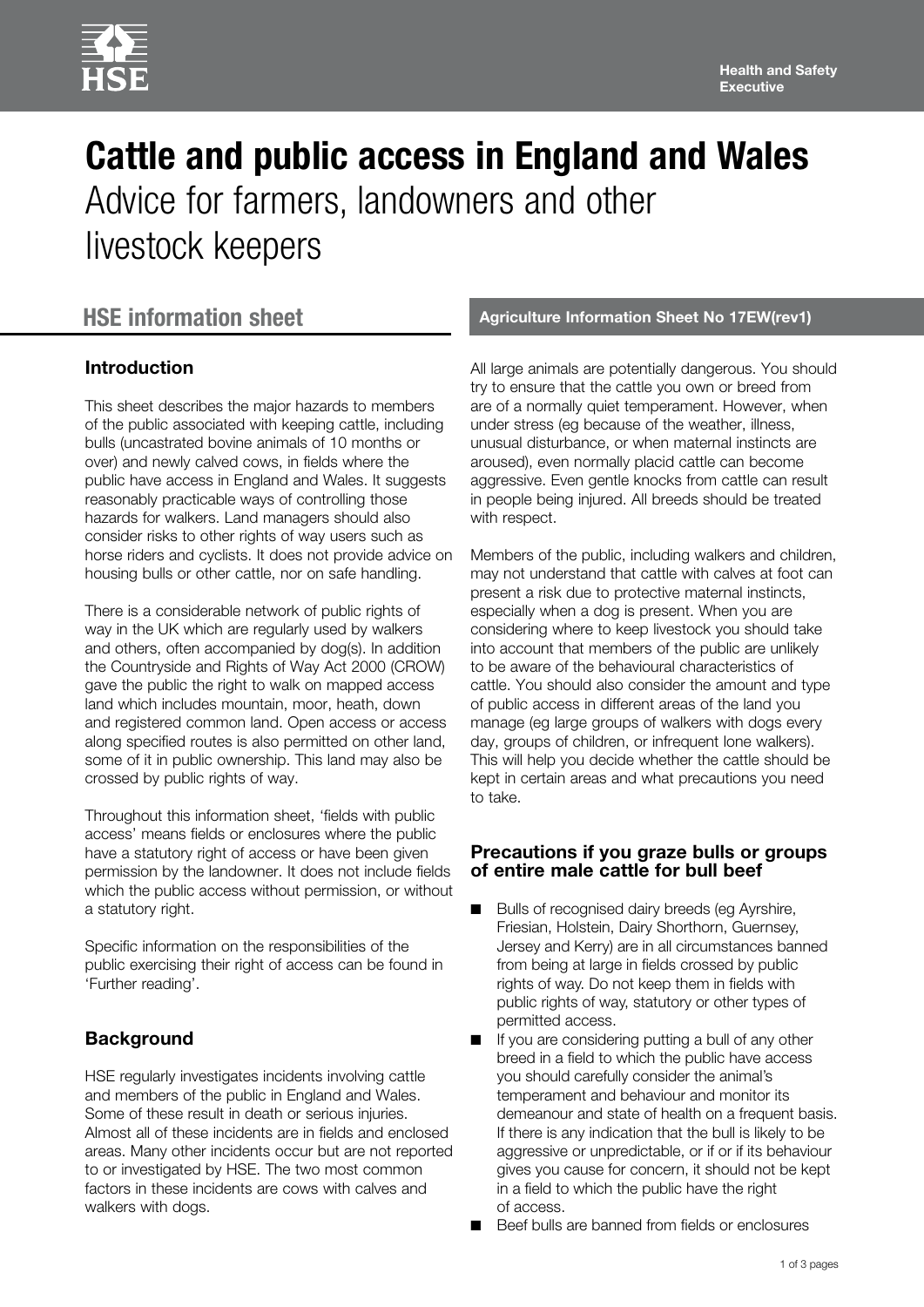# Cattle and public access in England and Wales

Advice for farmers, landowners and other livestock keepers

## HSE information sheet

**Agriculture Information Sheet No 17EW(rev1)**

### Introduction

This sheet describes the major hazards to members of the public associated with keeping cattle, including bulls (uncastrated bovine animals of 10 months or over) and newly calved cows, in fields where the public have access in England and Wales. It suggests reasonably practicable ways of controlling those hazards for walkers. Land managers should also consider risks to other rights of way users such as horse riders and cyclists. It does not provide advice on housing bulls or other cattle, nor on safe handling.

There is a considerable network of public rights of way in the UK which are regularly used by walkers and others, often accompanied by dog(s). In addition the Countryside and Rights of Way Act 2000 (CROW) gave the public the right to walk on mapped access land which includes mountain, moor, heath, down and registered common land. Open access or access along specified routes is also permitted on other land, some of it in public ownership. This land may also be crossed by public rights of way.

Throughout this information sheet, 'fields with public access' means fields or enclosures where the public have a statutory right of access or have been given permission by the landowner. It does not include fields which the public access without permission, or without a statutory right.

Specific information on the responsibilities of the public exercising their right of access can be found in 'Further reading'.

### Background

HSE regularly investigates incidents involving cattle and members of the public in England and Wales. Some of these result in death or serious injuries. Almost all of these incidents are in fields and enclosed areas. Many other incidents occur but are not reported to or investigated by HSE. The two most common factors in these incidents are cows with calves and walkers with dogs.

All large animals are potentially dangerous. You should try to ensure that the cattle you own or breed from are of a normally quiet temperament. However, when under stress (eg because of the weather, illness, unusual disturbance, or when maternal instincts are aroused), even normally placid cattle can become aggressive. Even gentle knocks from cattle can result in people being injured. All breeds should be treated with respect.

Members of the public, including walkers and children, may not understand that cattle with calves at foot can present a risk due to protective maternal instincts, especially when a dog is present. When you are considering where to keep livestock you should take into account that members of the public are unlikely to be aware of the behavioural characteristics of cattle. You should also consider the amount and type of public access in different areas of the land you manage (eg large groups of walkers with dogs every day, groups of children, or infrequent lone walkers). This will help you decide whether the cattle should be kept in certain areas and what precautions you need to take.

### Precautions if you graze bulls or groups of entire male cattle for bull beef

- Bulls of recognised dairy breeds (eg Ayrshire, Friesian, Holstein, Dairy Shorthorn, Guernsey, Jersey and Kerry) are in all circumstances banned from being at large in fields crossed by public rights of way. Do not keep them in fields with public rights of way, statutory or other types of permitted access.
- If you are considering putting a bull of any other breed in a field to which the public have access you should carefully consider the animal's temperament and behaviour and monitor its demeanour and state of health on a frequent basis. If there is any indication that the bull is likely to be aggressive or unpredictable, or if or if its behaviour gives you cause for concern, it should not be kept in a field to which the public have the right of access.
- Beef bulls are banned from fields or enclosures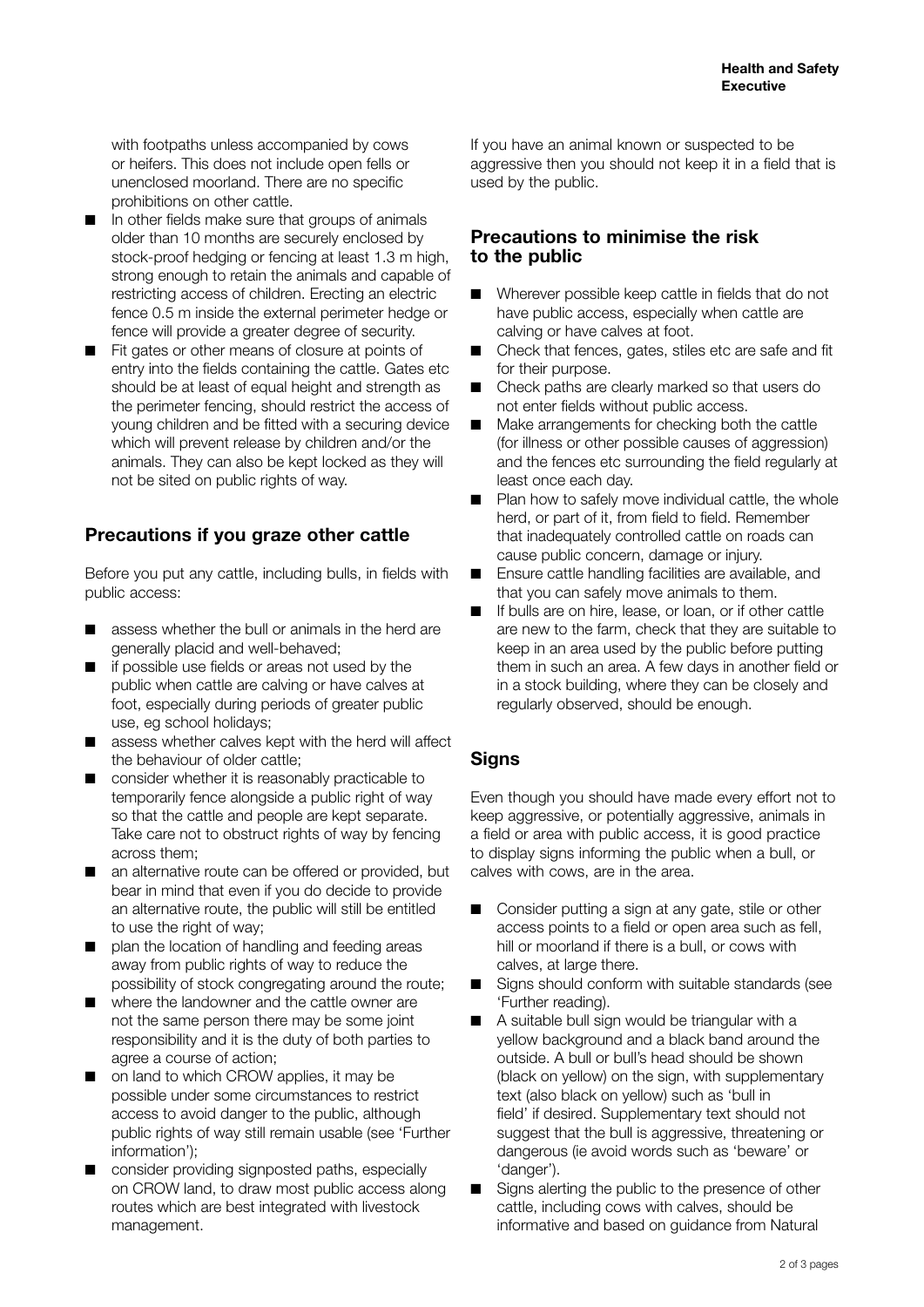with footpaths unless accompanied by cows or heifers. This does not include open fells or unenclosed moorland. There are no specific prohibitions on other cattle.

- In other fields make sure that groups of animals older than 10 months are securely enclosed by stock-proof hedging or fencing at least 1.3 m high, strong enough to retain the animals and capable of restricting access of children. Erecting an electric fence 0.5 m inside the external perimeter hedge or fence will provide a greater degree of security.
- Fit gates or other means of closure at points of entry into the fields containing the cattle. Gates etc should be at least of equal height and strength as the perimeter fencing, should restrict the access of young children and be fitted with a securing device which will prevent release by children and/or the animals. They can also be kept locked as they will not be sited on public rights of way.

## Precautions if you graze other cattle

Before you put any cattle, including bulls, in fields with public access:

- assess whether the bull or animals in the herd are generally placid and well-behaved;
- if possible use fields or areas not used by the public when cattle are calving or have calves at foot, especially during periods of greater public use, eg school holidays;
- assess whether calves kept with the herd will affect the behaviour of older cattle;
- consider whether it is reasonably practicable to temporarily fence alongside a public right of way so that the cattle and people are kept separate. Take care not to obstruct rights of way by fencing across them;
- an alternative route can be offered or provided, but bear in mind that even if you do decide to provide an alternative route, the public will still be entitled to use the right of way;
- plan the location of handling and feeding areas away from public rights of way to reduce the possibility of stock congregating around the route;
- where the landowner and the cattle owner are not the same person there may be some joint responsibility and it is the duty of both parties to agree a course of action;
- on land to which CROW applies, it may be possible under some circumstances to restrict access to avoid danger to the public, although public rights of way still remain usable (see 'Further information');
- consider providing signposted paths, especially on CROW land, to draw most public access along routes which are best integrated with livestock management.

If you have an animal known or suspected to be aggressive then you should not keep it in a field that is used by the public.

## Precautions to minimise the risk to the public

- Wherever possible keep cattle in fields that do not have public access, especially when cattle are calving or have calves at foot.
- Check that fences, gates, stiles etc are safe and fit for their purpose.
- Check paths are clearly marked so that users do not enter fields without public access.
- Make arrangements for checking both the cattle (for illness or other possible causes of aggression) and the fences etc surrounding the field regularly at least once each day.
- Plan how to safely move individual cattle, the whole herd, or part of it, from field to field. Remember that inadequately controlled cattle on roads can cause public concern, damage or injury.
- Ensure cattle handling facilities are available, and that you can safely move animals to them.
- If bulls are on hire, lease, or loan, or if other cattle are new to the farm, check that they are suitable to keep in an area used by the public before putting them in such an area. A few days in another field or in a stock building, where they can be closely and regularly observed, should be enough.

## Signs

Even though you should have made every effort not to keep aggressive, or potentially aggressive, animals in a field or area with public access, it is good practice to display signs informing the public when a bull, or calves with cows, are in the area.

- Consider putting a sign at any gate, stile or other access points to a field or open area such as fell, hill or moorland if there is a bull, or cows with calves, at large there.
- Signs should conform with suitable standards (see 'Further reading).
- A suitable bull sign would be triangular with a yellow background and a black band around the outside. A bull or bull's head should be shown (black on yellow) on the sign, with supplementary text (also black on yellow) such as 'bull in field' if desired. Supplementary text should not suggest that the bull is aggressive, threatening or dangerous (ie avoid words such as 'beware' or 'danger').
- Signs alerting the public to the presence of other cattle, including cows with calves, should be informative and based on guidance from Natural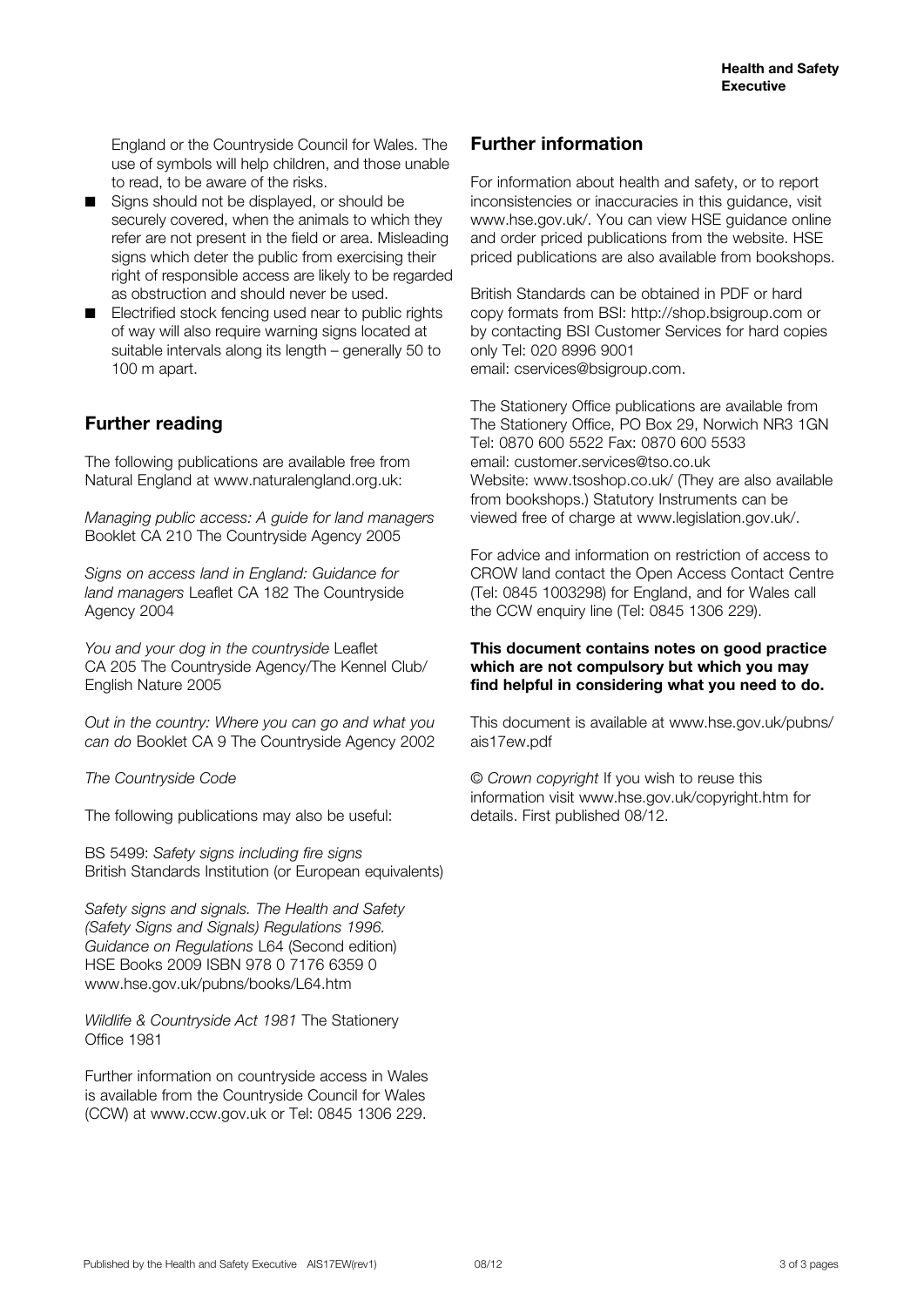England or the Countryside Council for Wales. The use of symbols will help children, and those unable to read, to be aware of the risks.

- Signs should not be displayed, or should be securely covered, when the animals to which they refer are not present in the field or area. Misleading signs which deter the public from exercising their right of responsible access are likely to be regarded as obstruction and should never be used.
- Electrified stock fencing used near to public rights of way will also require warning signs located at suitable intervals along its length – generally 50 to 100 m apart.

## Further reading

The following publications are available free from Natural England at www.naturalengland.org.uk:

*Managing public access: A guide for land managers* Booklet CA 210 The Countryside Agency 2005

*Signs on access land in England: Guidance for land managers* Leaflet CA 182 The Countryside Agency 2004

*You and your dog in the countryside* Leaflet CA 205 The Countryside Agency/The Kennel Club/ English Nature 2005

*Out in the country: Where you can go and what you can do* Booklet CA 9 The Countryside Agency 2002

*The Countryside Code*

The following publications may also be useful:

BS 5499: *Safety signs including fire signs* British Standards Institution (or European equivalents)

*Safety signs and signals. The Health and Safety (Safety Signs and Signals) Regulations 1996. Guidance on Regulations* L64 (Second edition) HSE Books 2009 ISBN 978 0 7176 6359 0 www.hse.gov.uk/pubns/books/L64.htm

*Wildlife & Countryside Act 1981* The Stationery Office 1981

Further information on countryside access in Wales is available from the Countryside Council for Wales (CCW) at www.ccw.gov.uk or Tel: 0845 1306 229.

## Further information

For information about health and safety, or to report inconsistencies or inaccuracies in this guidance, visit www.hse.gov.uk/. You can view HSE guidance online and order priced publications from the website. HSE priced publications are also available from bookshops.

British Standards can be obtained in PDF or hard copy formats from BSI: http://shop.bsigroup.com or by contacting BSI Customer Services for hard copies only Tel: 020 8996 9001 email: cservices@bsigroup.com.

The Stationery Office publications are available from The Stationery Office, PO Box 29, Norwich NR3 1GN Tel: 0870 600 5522 Fax: 0870 600 5533 email: customer.services@tso.co.uk Website: www.tsoshop.co.uk/ (They are also available from bookshops.) Statutory Instruments can be viewed free of charge at www.legislation.gov.uk/.

For advice and information on restriction of access to CROW land contact the Open Access Contact Centre (Tel: 0845 1003298) for England, and for Wales call the CCW enquiry line (Tel: 0845 1306 229).

**This document contains notes on good practice which are not compulsory but which you may find helpful in considering what you need to do.**

This document is available at www.hse.gov.uk/pubns/ais17ew.pdf

© *Crown copyright* If you wish to reuse this information visit www.hse.gov.uk/copyright.htm for details. First published 08/12.

Published by the Health and Safety Executive AIS17EW(rev1) 08/12